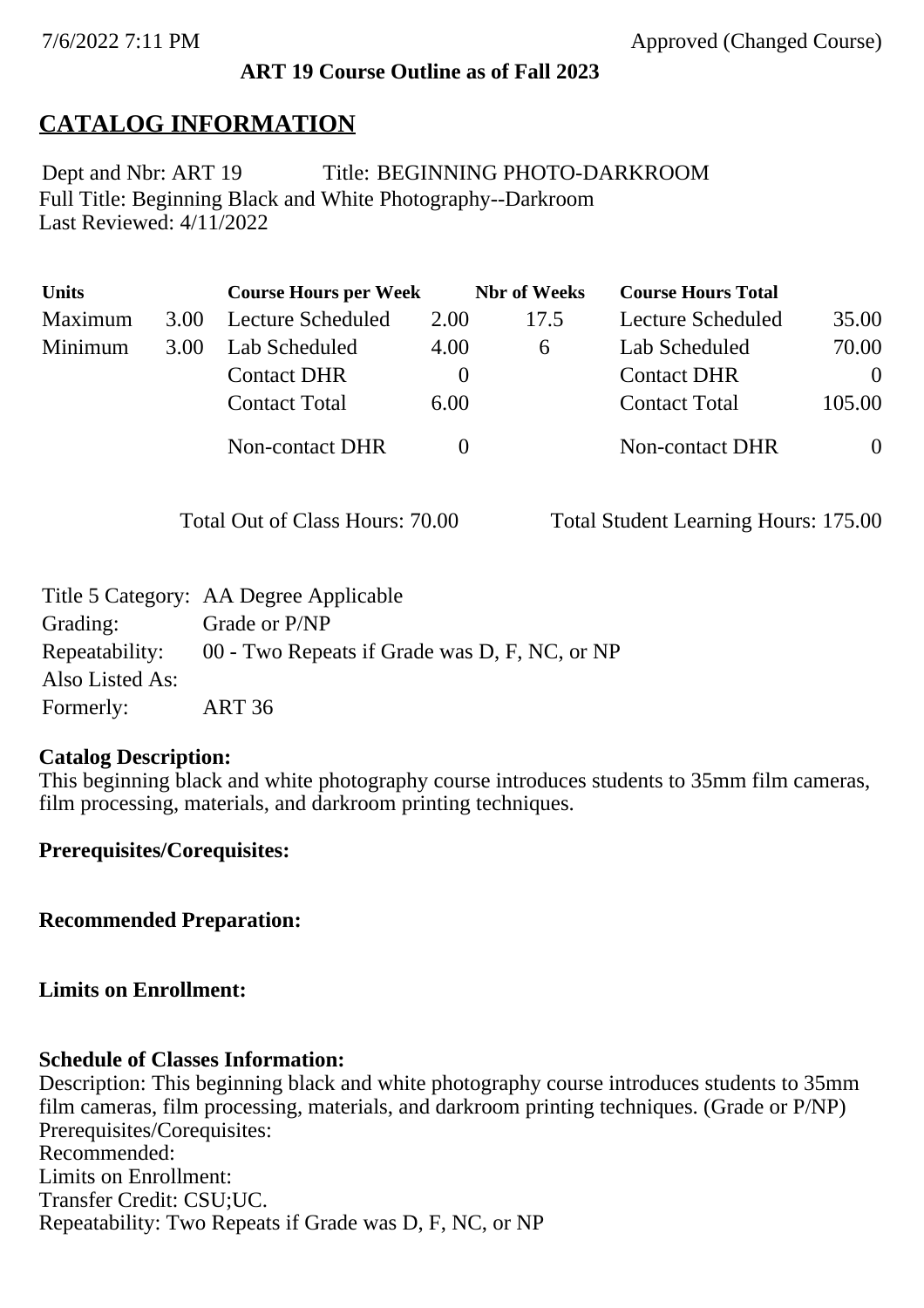7/6/2022 7:11 PM Approved (Changed Course)

**ART 19 Course Outline as of Fall 2023**

# CATALOG INFORMATION

Dept and Nbr: ART 19 Title: BEGINNING PHOTO-DARKROOM
Full Title: Beginning Black and White Photography--Darkroom
Last Reviewed: 4/11/2022

| Units | | Course Hours per Week | | Nbr of Weeks | Course Hours Total | |
|---|---|---|---|---|---|---|
| Maximum | 3.00 | Lecture Scheduled | 2.00 | 17.5 | Lecture Scheduled | 35.00 |
| Minimum | 3.00 | Lab Scheduled | 4.00 | 6 | Lab Scheduled | 70.00 |
| | | Contact DHR | 0 | | Contact DHR | 0 |
| | | Contact Total | 6.00 | | Contact Total | 105.00 |
| | | Non-contact DHR | 0 | | Non-contact DHR | 0 |

Total Out of Class Hours: 70.00 Total Student Learning Hours: 175.00

| | |
|---|---|
| Title 5 Category: | AA Degree Applicable |
| Grading: | Grade or P/NP |
| Repeatability: | 00 - Two Repeats if Grade was D, F, NC, or NP |
| Also Listed As: | |
| Formerly: | ART 36 |

**Catalog Description:**
This beginning black and white photography course introduces students to 35mm film cameras, film processing, materials, and darkroom printing techniques.

**Prerequisites/Corequisites:**

**Recommended Preparation:**

**Limits on Enrollment:**

**Schedule of Classes Information:**
Description: This beginning black and white photography course introduces students to 35mm film cameras, film processing, materials, and darkroom printing techniques. (Grade or P/NP)
Prerequisites/Corequisites:
Recommended:
Limits on Enrollment:
Transfer Credit: CSU;UC.
Repeatability: Two Repeats if Grade was D, F, NC, or NP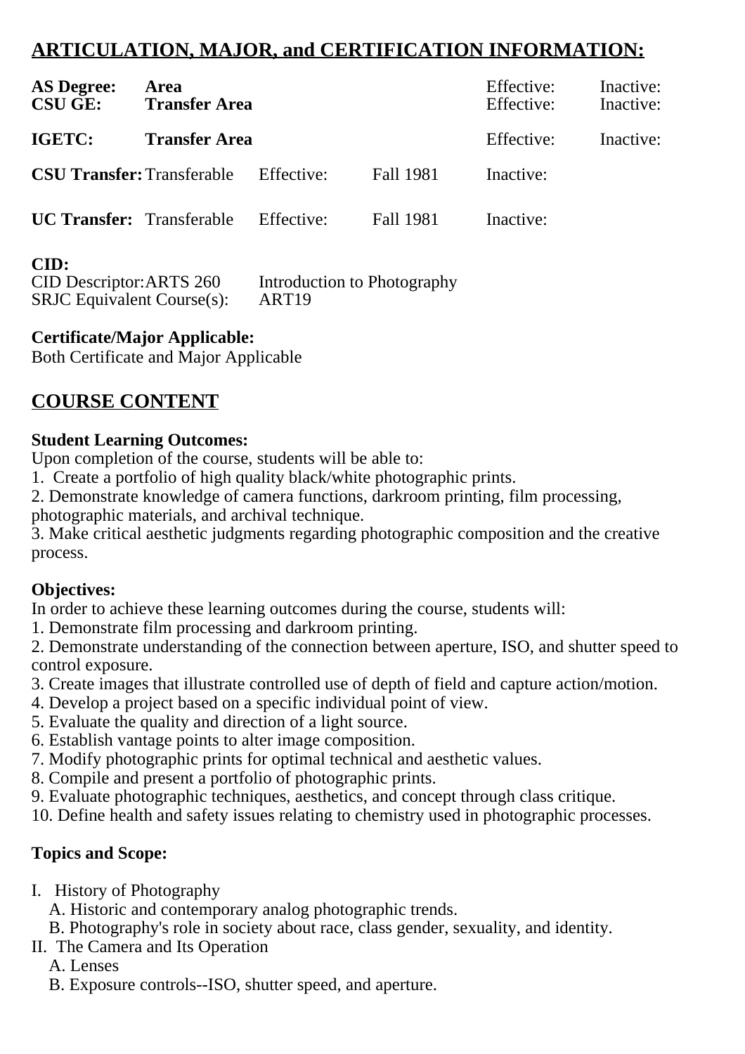## ARTICULATION, MAJOR, and CERTIFICATION INFORMATION:

| | | | | | |
|---|---|---|---|---|---|
| **AS Degree:** | **Area** | | | Effective: | Inactive: |
| **CSU GE:** | **Transfer Area** | | | Effective: | Inactive: |
| **IGETC:** | **Transfer Area** | | | Effective: | Inactive: |
| **CSU Transfer:** | Transferable | Effective: | Fall 1981 | Inactive: | |
| **UC Transfer:** | Transferable | Effective: | Fall 1981 | Inactive: | |

**CID:**
CID Descriptor: ARTS 260 Introduction to Photography
SRJC Equivalent Course(s): ART19

**Certificate/Major Applicable:**
Both Certificate and Major Applicable

## COURSE CONTENT

**Student Learning Outcomes:**
Upon completion of the course, students will be able to:
1. Create a portfolio of high quality black/white photographic prints.
2. Demonstrate knowledge of camera functions, darkroom printing, film processing, photographic materials, and archival technique.
3. Make critical aesthetic judgments regarding photographic composition and the creative process.

**Objectives:**
In order to achieve these learning outcomes during the course, students will:
1. Demonstrate film processing and darkroom printing.
2. Demonstrate understanding of the connection between aperture, ISO, and shutter speed to control exposure.
3. Create images that illustrate controlled use of depth of field and capture action/motion.
4. Develop a project based on a specific individual point of view.
5. Evaluate the quality and direction of a light source.
6. Establish vantage points to alter image composition.
7. Modify photographic prints for optimal technical and aesthetic values.
8. Compile and present a portfolio of photographic prints.
9. Evaluate photographic techniques, aesthetics, and concept through class critique.
10. Define health and safety issues relating to chemistry used in photographic processes.

**Topics and Scope:**

I. History of Photography
   A. Historic and contemporary analog photographic trends.
   B. Photography's role in society about race, class gender, sexuality, and identity.
II. The Camera and Its Operation
   A. Lenses
   B. Exposure controls--ISO, shutter speed, and aperture.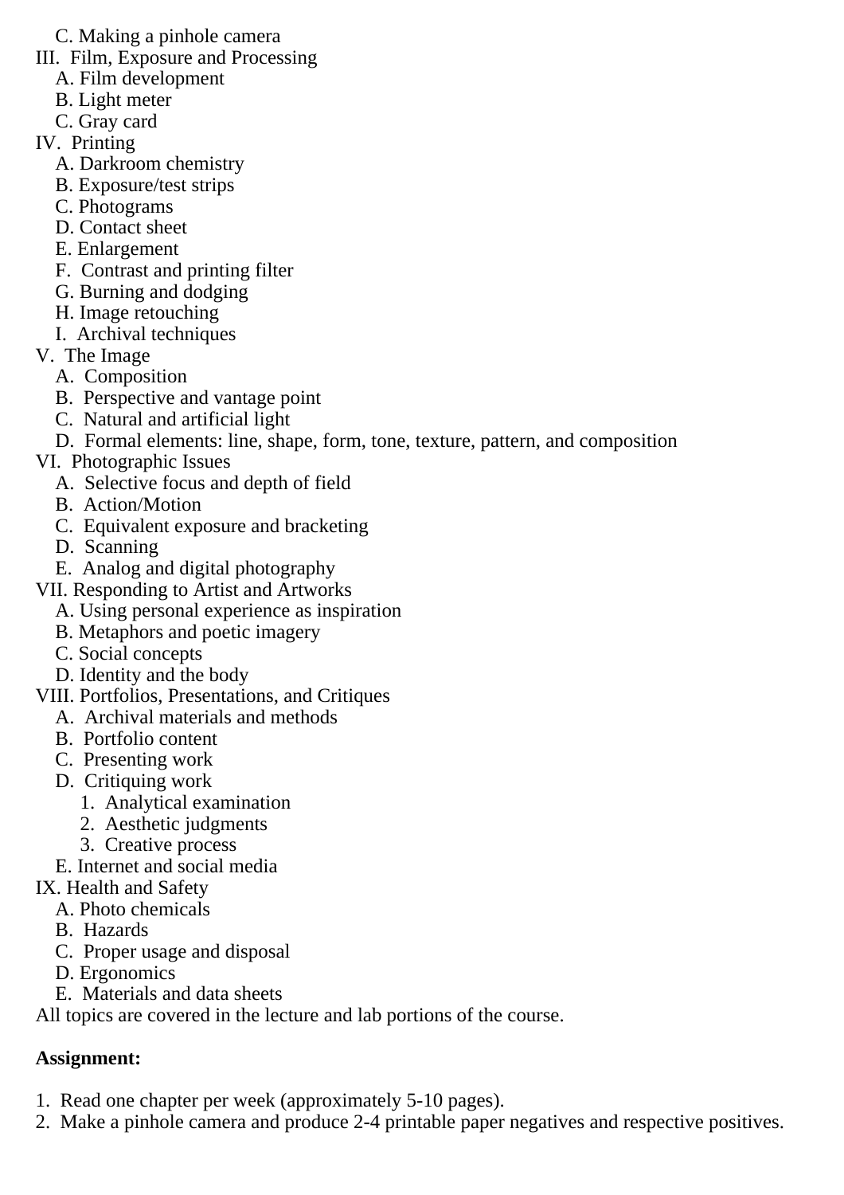C. Making a pinhole camera

III. Film, Exposure and Processing
   A. Film development
   B. Light meter
   C. Gray card

IV. Printing
   A. Darkroom chemistry
   B. Exposure/test strips
   C. Photograms
   D. Contact sheet
   E. Enlargement
   F. Contrast and printing filter
   G. Burning and dodging
   H. Image retouching
   I. Archival techniques

V. The Image
   A. Composition
   B. Perspective and vantage point
   C. Natural and artificial light
   D. Formal elements: line, shape, form, tone, texture, pattern, and composition

VI. Photographic Issues
   A. Selective focus and depth of field
   B. Action/Motion
   C. Equivalent exposure and bracketing
   D. Scanning
   E. Analog and digital photography

VII. Responding to Artist and Artworks
   A. Using personal experience as inspiration
   B. Metaphors and poetic imagery
   C. Social concepts
   D. Identity and the body

VIII. Portfolios, Presentations, and Critiques
   A. Archival materials and methods
   B. Portfolio content
   C. Presenting work
   D. Critiquing work
      1. Analytical examination
      2. Aesthetic judgments
      3. Creative process
   E. Internet and social media

IX. Health and Safety
   A. Photo chemicals
   B. Hazards
   C. Proper usage and disposal
   D. Ergonomics
   E. Materials and data sheets

All topics are covered in the lecture and lab portions of the course.

**Assignment:**

1. Read one chapter per week (approximately 5-10 pages).
2. Make a pinhole camera and produce 2-4 printable paper negatives and respective positives.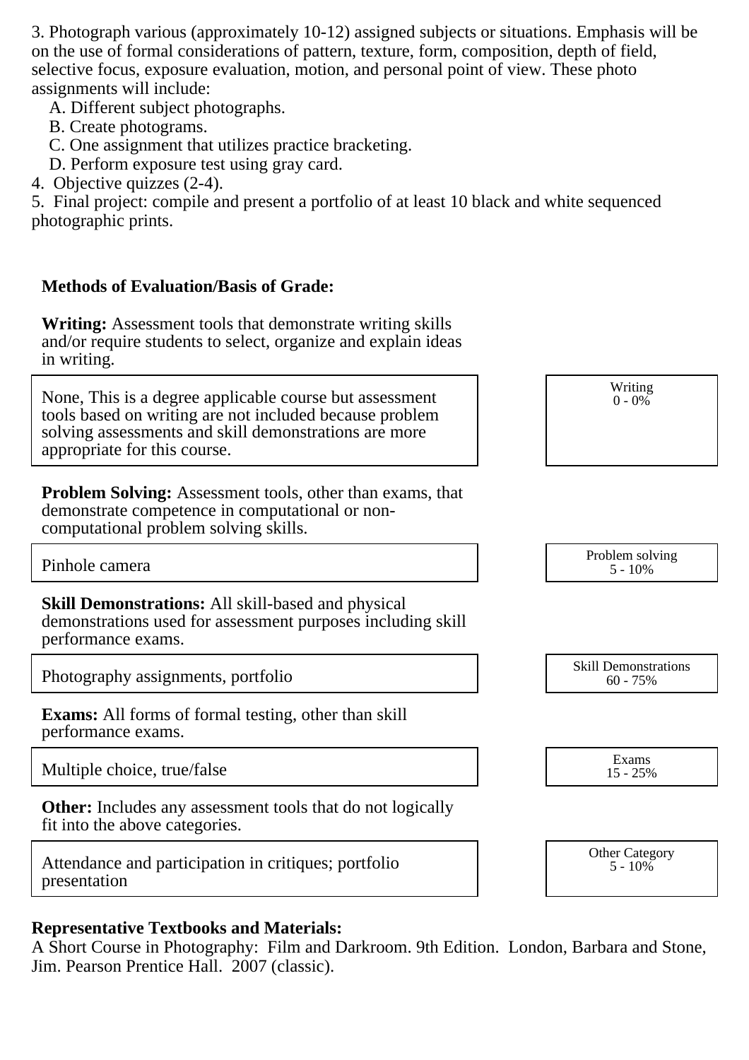3. Photograph various (approximately 10-12) assigned subjects or situations. Emphasis will be on the use of formal considerations of pattern, texture, form, composition, depth of field, selective focus, exposure evaluation, motion, and personal point of view. These photo assignments will include:
   A. Different subject photographs.
   B. Create photograms.
   C. One assignment that utilizes practice bracketing.
   D. Perform exposure test using gray card.
4. Objective quizzes (2-4).
5. Final project: compile and present a portfolio of at least 10 black and white sequenced photographic prints.

**Methods of Evaluation/Basis of Grade:**

**Writing:** Assessment tools that demonstrate writing skills and/or require students to select, organize and explain ideas in writing.

| | |
|---|---|
| None, This is a degree applicable course but assessment tools based on writing are not included because problem solving assessments and skill demonstrations are more appropriate for this course. | Writing<br>0 - 0% |

**Problem Solving:** Assessment tools, other than exams, that demonstrate competence in computational or non-computational problem solving skills.

| | |
|---|---|
| Pinhole camera | Problem solving<br>5 - 10% |

**Skill Demonstrations:** All skill-based and physical demonstrations used for assessment purposes including skill performance exams.

| | |
|---|---|
| Photography assignments, portfolio | Skill Demonstrations<br>60 - 75% |

**Exams:** All forms of formal testing, other than skill performance exams.

| | |
|---|---|
| Multiple choice, true/false | Exams<br>15 - 25% |

**Other:** Includes any assessment tools that do not logically fit into the above categories.

| | |
|---|---|
| Attendance and participation in critiques; portfolio presentation | Other Category<br>5 - 10% |

**Representative Textbooks and Materials:**
A Short Course in Photography: Film and Darkroom. 9th Edition. London, Barbara and Stone, Jim. Pearson Prentice Hall. 2007 (classic).